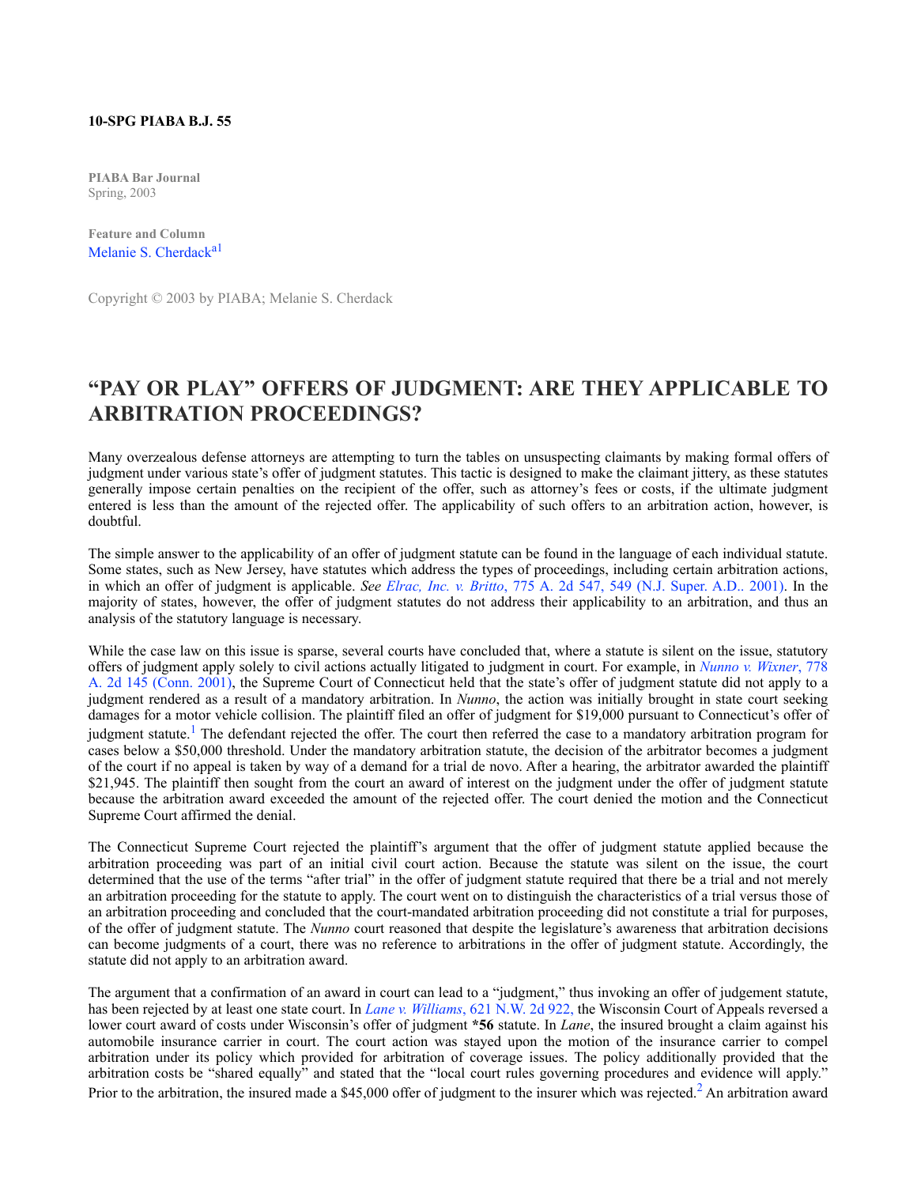**10-SPG PIABA B.J. 55**

**PIABA Bar Journal**
Spring, 2003

**Feature and Column**
Melanie S. Cherdack[a1]

Copyright © 2003 by PIABA; Melanie S. Cherdack

# "PAY OR PLAY" OFFERS OF JUDGMENT: ARE THEY APPLICABLE TO ARBITRATION PROCEEDINGS?

Many overzealous defense attorneys are attempting to turn the tables on unsuspecting claimants by making formal offers of judgment under various state's offer of judgment statutes. This tactic is designed to make the claimant jittery, as these statutes generally impose certain penalties on the recipient of the offer, such as attorney's fees or costs, if the ultimate judgment entered is less than the amount of the rejected offer. The applicability of such offers to an arbitration action, however, is doubtful.

The simple answer to the applicability of an offer of judgment statute can be found in the language of each individual statute. Some states, such as New Jersey, have statutes which address the types of proceedings, including certain arbitration actions, in which an offer of judgment is applicable. *See* *Elrac, Inc. v. Britto*, 775 A. 2d 547, 549 (N.J. Super. A.D.. 2001). In the majority of states, however, the offer of judgment statutes do not address their applicability to an arbitration, and thus an analysis of the statutory language is necessary.

While the case law on this issue is sparse, several courts have concluded that, where a statute is silent on the issue, statutory offers of judgment apply solely to civil actions actually litigated to judgment in court. For example, in *Nunno v. Wixner*, 778 A. 2d 145 (Conn. 2001), the Supreme Court of Connecticut held that the state's offer of judgment statute did not apply to a judgment rendered as a result of a mandatory arbitration. In *Nunno*, the action was initially brought in state court seeking damages for a motor vehicle collision. The plaintiff filed an offer of judgment for $19,000 pursuant to Connecticut's offer of judgment statute.[1] The defendant rejected the offer. The court then referred the case to a mandatory arbitration program for cases below a $50,000 threshold. Under the mandatory arbitration statute, the decision of the arbitrator becomes a judgment of the court if no appeal is taken by way of a demand for a trial de novo. After a hearing, the arbitrator awarded the plaintiff $21,945. The plaintiff then sought from the court an award of interest on the judgment under the offer of judgment statute because the arbitration award exceeded the amount of the rejected offer. The court denied the motion and the Connecticut Supreme Court affirmed the denial.

The Connecticut Supreme Court rejected the plaintiff's argument that the offer of judgment statute applied because the arbitration proceeding was part of an initial civil court action. Because the statute was silent on the issue, the court determined that the use of the terms "after trial" in the offer of judgment statute required that there be a trial and not merely an arbitration proceeding for the statute to apply. The court went on to distinguish the characteristics of a trial versus those of an arbitration proceeding and concluded that the court-mandated arbitration proceeding did not constitute a trial for purposes, of the offer of judgment statute. The *Nunno* court reasoned that despite the legislature's awareness that arbitration decisions can become judgments of a court, there was no reference to arbitrations in the offer of judgment statute. Accordingly, the statute did not apply to an arbitration award.

The argument that a confirmation of an award in court can lead to a "judgment," thus invoking an offer of judgement statute, has been rejected by at least one state court. In *Lane v. Williams*, 621 N.W. 2d 922, the Wisconsin Court of Appeals reversed a lower court award of costs under Wisconsin's offer of judgment **\*56** statute. In *Lane*, the insured brought a claim against his automobile insurance carrier in court. The court action was stayed upon the motion of the insurance carrier to compel arbitration under its policy which provided for arbitration of coverage issues. The policy additionally provided that the arbitration costs be "shared equally" and stated that the "local court rules governing procedures and evidence will apply." Prior to the arbitration, the insured made a $45,000 offer of judgment to the insurer which was rejected.[2] An arbitration award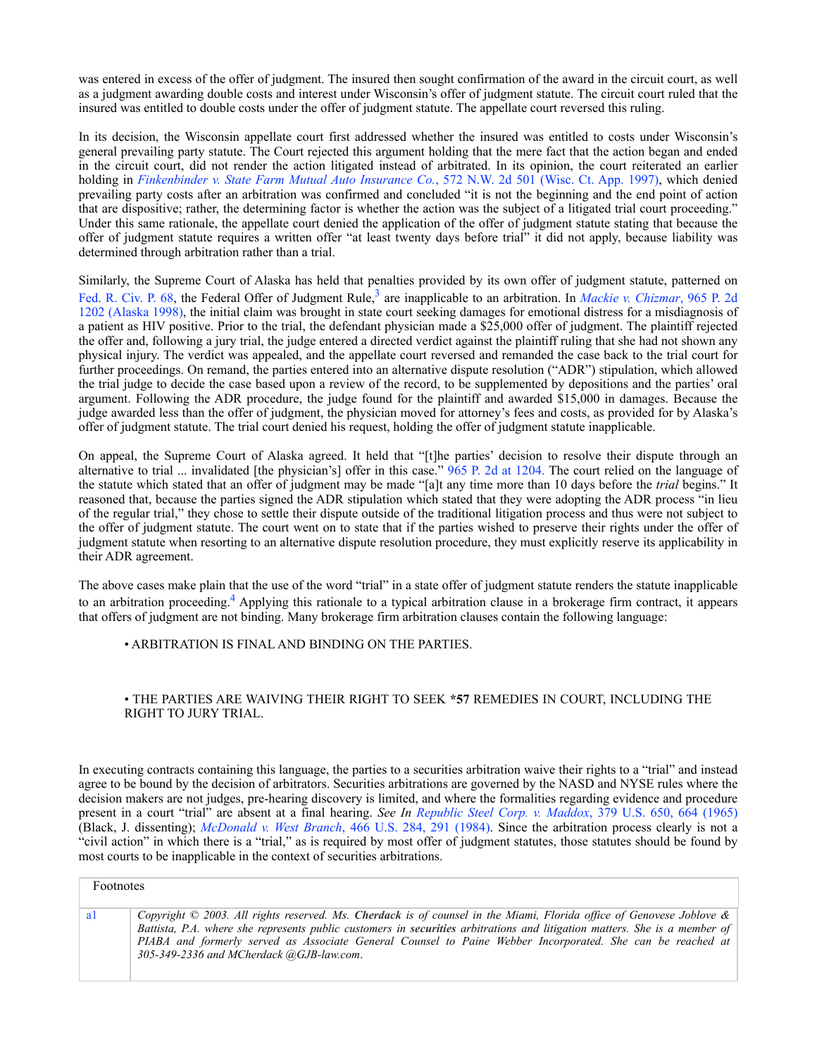was entered in excess of the offer of judgment. The insured then sought confirmation of the award in the circuit court, as well as a judgment awarding double costs and interest under Wisconsin's offer of judgment statute. The circuit court ruled that the insured was entitled to double costs under the offer of judgment statute. The appellate court reversed this ruling.

In its decision, the Wisconsin appellate court first addressed whether the insured was entitled to costs under Wisconsin's general prevailing party statute. The Court rejected this argument holding that the mere fact that the action began and ended in the circuit court, did not render the action litigated instead of arbitrated. In its opinion, the court reiterated an earlier holding in *Finkenbinder v. State Farm Mutual Auto Insurance Co.*, 572 N.W. 2d 501 (Wisc. Ct. App. 1997), which denied prevailing party costs after an arbitration was confirmed and concluded "it is not the beginning and the end point of action that are dispositive; rather, the determining factor is whether the action was the subject of a litigated trial court proceeding." Under this same rationale, the appellate court denied the application of the offer of judgment statute stating that because the offer of judgment statute requires a written offer "at least twenty days before trial" it did not apply, because liability was determined through arbitration rather than a trial.

Similarly, the Supreme Court of Alaska has held that penalties provided by its own offer of judgment statute, patterned on Fed. R. Civ. P. 68, the Federal Offer of Judgment Rule,[3] are inapplicable to an arbitration. In *Mackie v. Chizmar*, 965 P. 2d 1202 (Alaska 1998), the initial claim was brought in state court seeking damages for emotional distress for a misdiagnosis of a patient as HIV positive. Prior to the trial, the defendant physician made a $25,000 offer of judgment. The plaintiff rejected the offer and, following a jury trial, the judge entered a directed verdict against the plaintiff ruling that she had not shown any physical injury. The verdict was appealed, and the appellate court reversed and remanded the case back to the trial court for further proceedings. On remand, the parties entered into an alternative dispute resolution ("ADR") stipulation, which allowed the trial judge to decide the case based upon a review of the record, to be supplemented by depositions and the parties' oral argument. Following the ADR procedure, the judge found for the plaintiff and awarded $15,000 in damages. Because the judge awarded less than the offer of judgment, the physician moved for attorney's fees and costs, as provided for by Alaska's offer of judgment statute. The trial court denied his request, holding the offer of judgment statute inapplicable.

On appeal, the Supreme Court of Alaska agreed. It held that "[t]he parties' decision to resolve their dispute through an alternative to trial ... invalidated [the physician's] offer in this case." 965 P. 2d at 1204. The court relied on the language of the statute which stated that an offer of judgment may be made "[a]t any time more than 10 days before the *trial* begins." It reasoned that, because the parties signed the ADR stipulation which stated that they were adopting the ADR process "in lieu of the regular trial," they chose to settle their dispute outside of the traditional litigation process and thus were not subject to the offer of judgment statute. The court went on to state that if the parties wished to preserve their rights under the offer of judgment statute when resorting to an alternative dispute resolution procedure, they must explicitly reserve its applicability in their ADR agreement.

The above cases make plain that the use of the word "trial" in a state offer of judgment statute renders the statute inapplicable to an arbitration proceeding.[4] Applying this rationale to a typical arbitration clause in a brokerage firm contract, it appears that offers of judgment are not binding. Many brokerage firm arbitration clauses contain the following language:

- ARBITRATION IS FINAL AND BINDING ON THE PARTIES.

- THE PARTIES ARE WAIVING THEIR RIGHT TO SEEK **\*57** REMEDIES IN COURT, INCLUDING THE RIGHT TO JURY TRIAL.

In executing contracts containing this language, the parties to a securities arbitration waive their rights to a "trial" and instead agree to be bound by the decision of arbitrators. Securities arbitrations are governed by the NASD and NYSE rules where the decision makers are not judges, pre-hearing discovery is limited, and where the formalities regarding evidence and procedure present in a court "trial" are absent at a final hearing. *See In Republic Steel Corp. v. Maddox*, 379 U.S. 650, 664 (1965) (Black, J. dissenting); *McDonald v. West Branch*, 466 U.S. 284, 291 (1984). Since the arbitration process clearly is not a "civil action" in which there is a "trial," as is required by most offer of judgment statutes, those statutes should be found by most courts to be inapplicable in the context of securities arbitrations.

| Footnotes | |
|---|---|
| a1 | *Copyright © 2003. All rights reserved. Ms. **Cherdack** is of counsel in the Miami, Florida office of Genovese Joblove & Battista, P.A. where she represents public customers in **securities** arbitrations and litigation matters. She is a member of PIABA and formerly served as Associate General Counsel to Paine Webber Incorporated. She can be reached at 305-349-2336 and MCherdack @GJB-law.com.* |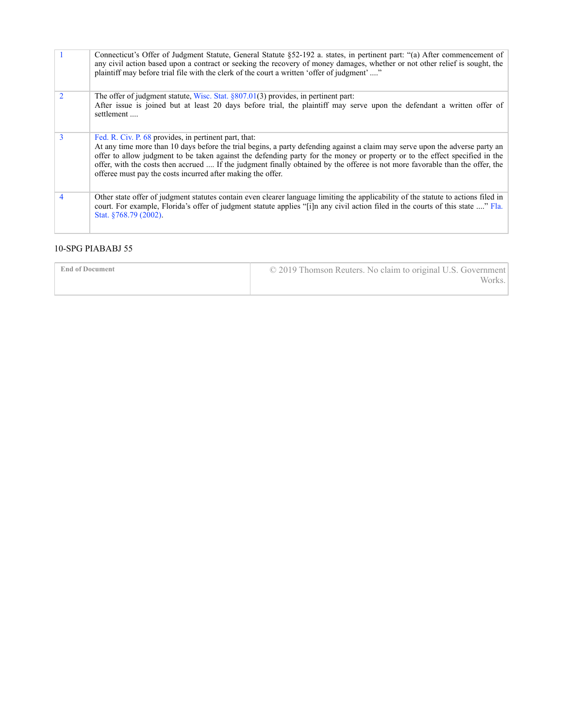| | |
|---|---|
| 1 | Connecticut's Offer of Judgment Statute, General Statute §52-192 a. states, in pertinent part: "(a) After commencement of any civil action based upon a contract or seeking the recovery of money damages, whether or not other relief is sought, the plaintiff may before trial file with the clerk of the court a written 'offer of judgment' ...." |
| 2 | The offer of judgment statute, Wisc. Stat. §807.01(3) provides, in pertinent part: After issue is joined but at least 20 days before trial, the plaintiff may serve upon the defendant a written offer of settlement .... |
| 3 | Fed. R. Civ. P. 68 provides, in pertinent part, that: At any time more than 10 days before the trial begins, a party defending against a claim may serve upon the adverse party an offer to allow judgment to be taken against the defending party for the money or property or to the effect specified in the offer, with the costs then accrued .... If the judgment finally obtained by the offeree is not more favorable than the offer, the offeree must pay the costs incurred after making the offer. |
| 4 | Other state offer of judgment statutes contain even clearer language limiting the applicability of the statute to actions filed in court. For example, Florida's offer of judgment statute applies "[i]n any civil action filed in the courts of this state ...." Fla. Stat. §768.79 (2002). |

10-SPG PIABABJ 55

| | |
|---|---|
| **End of Document** | © 2019 Thomson Reuters. No claim to original U.S. Government Works. |